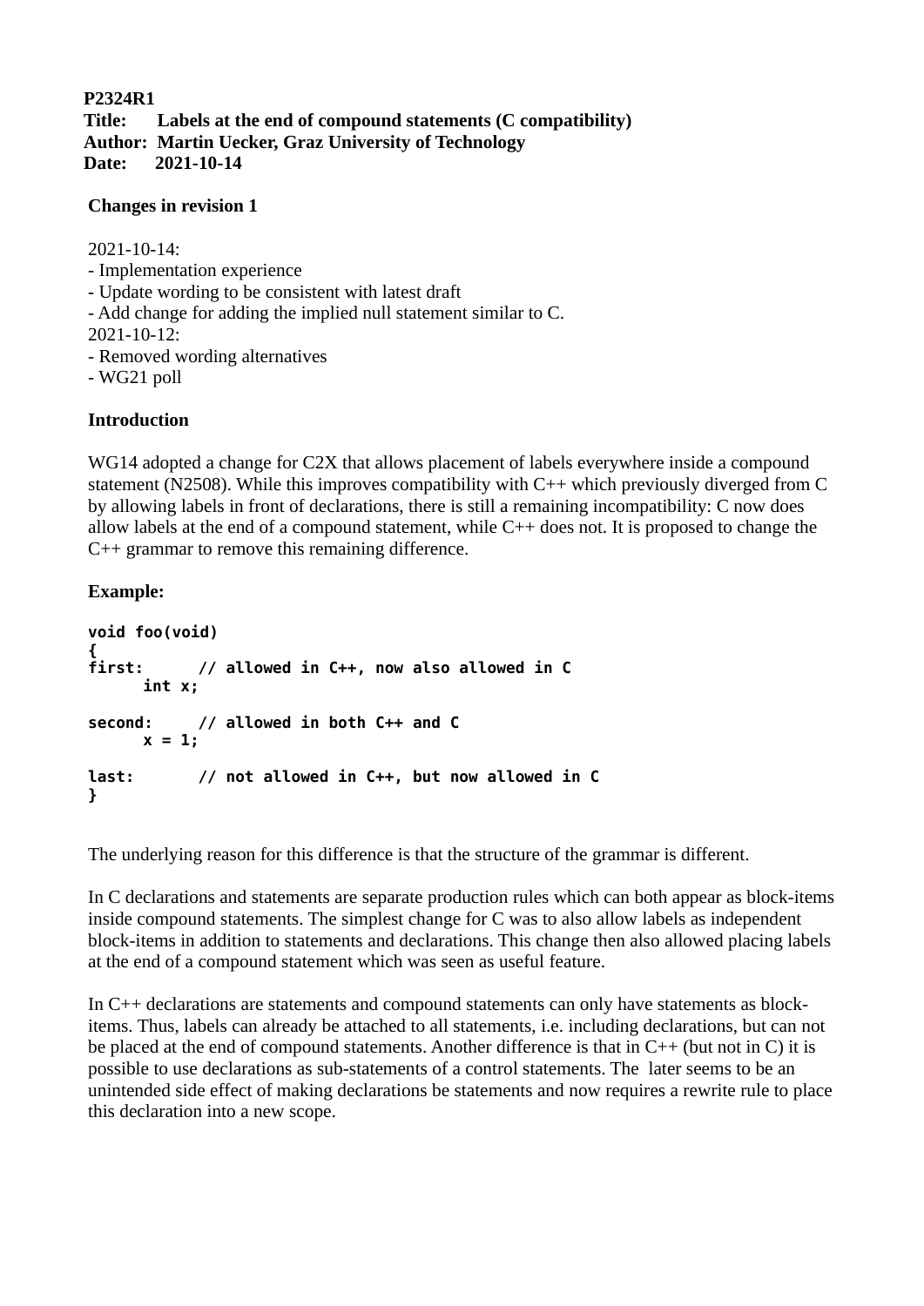**P2324R1**
**Title: Labels at the end of compound statements (C compatibility)**
**Author: Martin Uecker, Graz University of Technology**
**Date: 2021-10-14**

**Changes in revision 1**

2021-10-14:
- Implementation experience
- Update wording to be consistent with latest draft
- Add change for adding the implied null statement similar to C.

2021-10-12:
- Removed wording alternatives
- WG21 poll

**Introduction**

WG14 adopted a change for C2X that allows placement of labels everywhere inside a compound statement (N2508). While this improves compatibility with C++ which previously diverged from C by allowing labels in front of declarations, there is still a remaining incompatibility: C now does allow labels at the end of a compound statement, while C++ does not. It is proposed to change the C++ grammar to remove this remaining difference.

**Example:**

```
void foo(void)
{
first:      // allowed in C++, now also allowed in C
      int x;

second:     // allowed in both C++ and C
      x = 1;

last:       // not allowed in C++, but now allowed in C
}
```

The underlying reason for this difference is that the structure of the grammar is different.

In C declarations and statements are separate production rules which can both appear as block-items inside compound statements. The simplest change for C was to also allow labels as independent block-items in addition to statements and declarations. This change then also allowed placing labels at the end of a compound statement which was seen as useful feature.

In C++ declarations are statements and compound statements can only have statements as block-items. Thus, labels can already be attached to all statements, i.e. including declarations, but can not be placed at the end of compound statements. Another difference is that in C++ (but not in C) it is possible to use declarations as sub-statements of a control statements. The later seems to be an unintended side effect of making declarations be statements and now requires a rewrite rule to place this declaration into a new scope.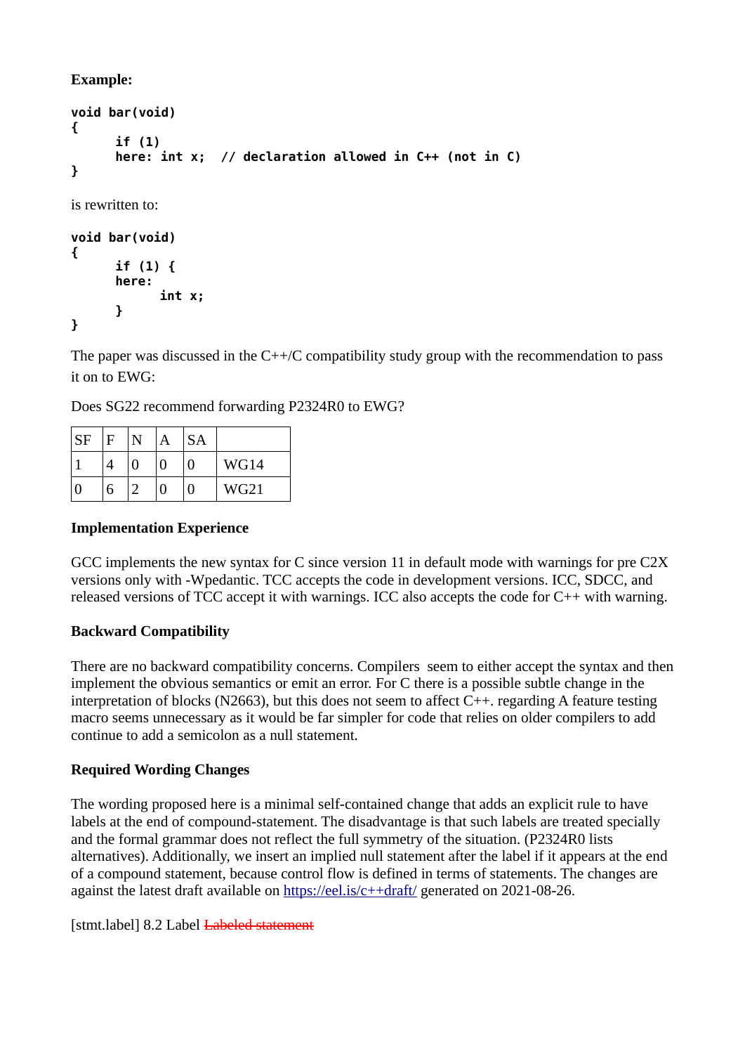**Example:**

```
void bar(void)
{
      if (1)
      here: int x;  // declaration allowed in C++ (not in C)
}
```

is rewritten to:

```
void bar(void)
{
      if (1) {
      here:
            int x;
      }
}
```

The paper was discussed in the C++/C compatibility study group with the recommendation to pass it on to EWG:

Does SG22 recommend forwarding P2324R0 to EWG?

| SF | F | N | A | SA | |
|---|---|---|---|---|---|
| 1 | 4 | 0 | 0 | 0 | WG14 |
| 0 | 6 | 2 | 0 | 0 | WG21 |

**Implementation Experience**

GCC implements the new syntax for C since version 11 in default mode with warnings for pre C2X versions only with -Wpedantic. TCC accepts the code in development versions. ICC, SDCC, and released versions of TCC accept it with warnings. ICC also accepts the code for C++ with warning.

**Backward Compatibility**

There are no backward compatibility concerns. Compilers seem to either accept the syntax and then implement the obvious semantics or emit an error. For C there is a possible subtle change in the interpretation of blocks (N2663), but this does not seem to affect C++. regarding A feature testing macro seems unnecessary as it would be far simpler for code that relies on older compilers to add continue to add a semicolon as a null statement.

**Required Wording Changes**

The wording proposed here is a minimal self-contained change that adds an explicit rule to have labels at the end of compound-statement. The disadvantage is that such labels are treated specially and the formal grammar does not reflect the full symmetry of the situation. (P2324R0 lists alternatives). Additionally, we insert an implied null statement after the label if it appears at the end of a compound statement, because control flow is defined in terms of statements. The changes are against the latest draft available on https://eel.is/c++draft/ generated on 2021-08-26.

[stmt.label] 8.2 Label ~~Labeled statement~~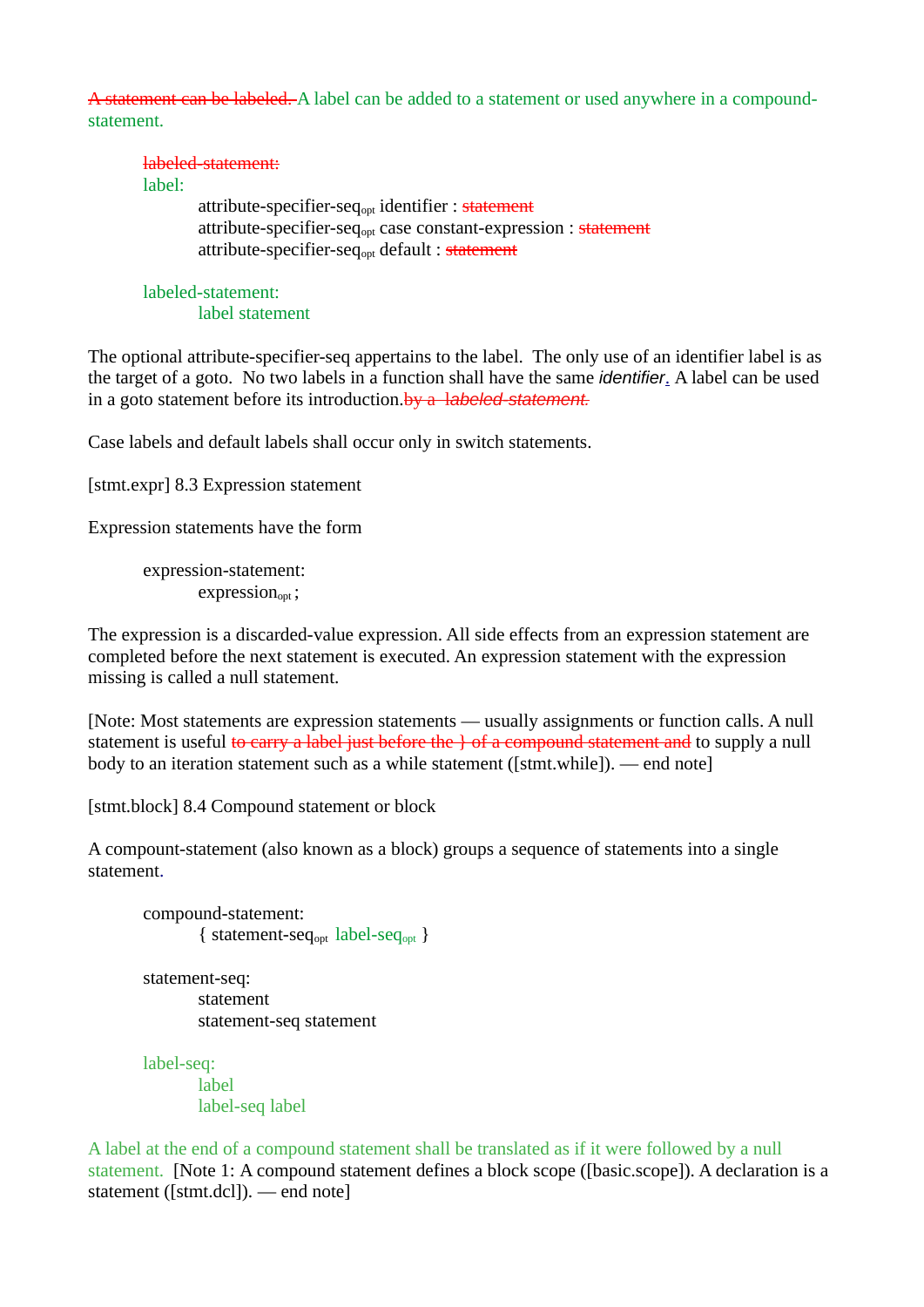~~A statement can be labeled.~~ A label can be added to a statement or used anywhere in a compound-statement.

> ~~labeled-statement:~~
> label:
>> attribute-specifier-seq$_{opt}$ identifier : ~~statement~~
>> attribute-specifier-seq$_{opt}$ case constant-expression : ~~statement~~
>> attribute-specifier-seq$_{opt}$ default : ~~statement~~
>
> labeled-statement:
>> label statement

The optional attribute-specifier-seq appertains to the label. The only use of an identifier label is as the target of a goto. No two labels in a function shall have the same *identifier*. A label can be used in a goto statement before its introduction.~~by a *labeled-statement*.~~

Case labels and default labels shall occur only in switch statements.

[stmt.expr] 8.3 Expression statement

Expression statements have the form

> expression-statement:
>> expression$_{opt}$ ;

The expression is a discarded-value expression. All side effects from an expression statement are completed before the next statement is executed. An expression statement with the expression missing is called a null statement.

[Note: Most statements are expression statements — usually assignments or function calls. A null statement is useful ~~to carry a label just before the } of a compound statement and~~ to supply a null body to an iteration statement such as a while statement ([stmt.while]). — end note]

[stmt.block] 8.4 Compound statement or block

A compount-statement (also known as a block) groups a sequence of statements into a single statement.

> compound-statement:
>> { statement-seq$_{opt}$ label-seq$_{opt}$ }
>
> statement-seq:
>> statement
>> statement-seq statement
>
> label-seq:
>> label
>> label-seq label

A label at the end of a compound statement shall be translated as if it were followed by a null statement. [Note 1: A compound statement defines a block scope ([basic.scope]). A declaration is a statement ([stmt.dcl]). — end note]